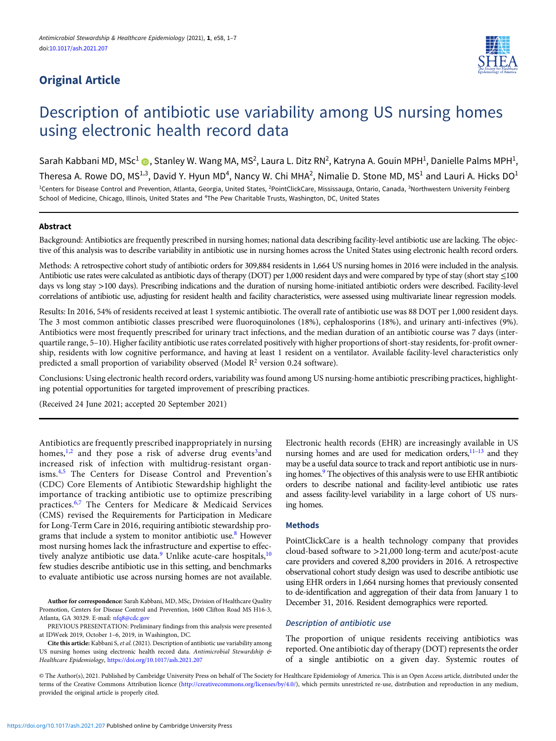Original Article

# Description of antibiotic use variability among US nursing homes using electronic health record data

Sarah Kabbani MD, MSc[1], Stanley W. Wang MA, MS[2], Laura L. Ditz RN[2], Katryna A. Gouin MPH[1], Danielle Palms MPH[1], Theresa A. Rowe DO, MS[1,3], David Y. Hyun MD[4], Nancy W. Chi MHA[2], Nimalie D. Stone MD, MS[1] and Lauri A. Hicks DO[1]

[1]Centers for Disease Control and Prevention, Atlanta, Georgia, United States, [2]PointClickCare, Mississauga, Ontario, Canada, [3]Northwestern University Feinberg School of Medicine, Chicago, Illinois, United States and [4]The Pew Charitable Trusts, Washington, DC, United States

## Abstract

Background: Antibiotics are frequently prescribed in nursing homes; national data describing facility-level antibiotic use are lacking. The objective of this analysis was to describe variability in antibiotic use in nursing homes across the United States using electronic health record orders.

Methods: A retrospective cohort study of antibiotic orders for 309,884 residents in 1,664 US nursing homes in 2016 were included in the analysis. Antibiotic use rates were calculated as antibiotic days of therapy (DOT) per 1,000 resident days and were compared by type of stay (short stay ≤100 days vs long stay >100 days). Prescribing indications and the duration of nursing home-initiated antibiotic orders were described. Facility-level correlations of antibiotic use, adjusting for resident health and facility characteristics, were assessed using multivariate linear regression models.

Results: In 2016, 54% of residents received at least 1 systemic antibiotic. The overall rate of antibiotic use was 88 DOT per 1,000 resident days. The 3 most common antibiotic classes prescribed were fluoroquinolones (18%), cephalosporins (18%), and urinary anti-infectives (9%). Antibiotics were most frequently prescribed for urinary tract infections, and the median duration of an antibiotic course was 7 days (interquartile range, 5–10). Higher facility antibiotic use rates correlated positively with higher proportions of short-stay residents, for-profit ownership, residents with low cognitive performance, and having at least 1 resident on a ventilator. Available facility-level characteristics only predicted a small proportion of variability observed (Model $R^2$ version 0.24 software).

Conclusions: Using electronic health record orders, variability was found among US nursing-home antibiotic prescribing practices, highlighting potential opportunities for targeted improvement of prescribing practices.

(Received 24 June 2021; accepted 20 September 2021)

Antibiotics are frequently prescribed inappropriately in nursing homes,[1,2] and they pose a risk of adverse drug events[3] and increased risk of infection with multidrug-resistant organisms.[4,5] The Centers for Disease Control and Prevention's (CDC) Core Elements of Antibiotic Stewardship highlight the importance of tracking antibiotic use to optimize prescribing practices.[6,7] The Centers for Medicare & Medicaid Services (CMS) revised the Requirements for Participation in Medicare for Long-Term Care in 2016, requiring antibiotic stewardship programs that include a system to monitor antibiotic use.[8] However most nursing homes lack the infrastructure and expertise to effectively analyze antibiotic use data.[9] Unlike acute-care hospitals,[10] few studies describe antibiotic use in this setting, and benchmarks to evaluate antibiotic use across nursing homes are not available.

Electronic health records (EHR) are increasingly available in US nursing homes and are used for medication orders,[11–13] and they may be a useful data source to track and report antibiotic use in nursing homes.[9] The objectives of this analysis were to use EHR antibiotic orders to describe national and facility-level antibiotic use rates and assess facility-level variability in a large cohort of US nursing homes.

## Methods

PointClickCare is a health technology company that provides cloud-based software to >21,000 long-term and acute/post-acute care providers and covered 8,200 providers in 2016. A retrospective observational cohort study design was used to describe antibiotic use using EHR orders in 1,664 nursing homes that previously consented to de-identification and aggregation of their data from January 1 to December 31, 2016. Resident demographics were reported.

### Description of antibiotic use

The proportion of unique residents receiving antibiotics was reported. One antibiotic day of therapy (DOT) represents the order of a single antibiotic on a given day. Systemic routes of

**Author for correspondence:** Sarah Kabbani, MD, MSc, Division of Healthcare Quality Promotion, Centers for Disease Control and Prevention, 1600 Clifton Road MS H16-3, Atlanta, GA 30329. E-mail: nfq8@cdc.gov

PREVIOUS PRESENTATION: Preliminary findings from this analysis were presented at IDWeek 2019, October 1–6, 2019, in Washington, DC.

**Cite this article:** Kabbani S, *et al.* (2021). Description of antibiotic use variability among US nursing homes using electronic health record data. *Antimicrobial Stewardship & Healthcare Epidemiology*, https://doi.org/10.1017/ash.2021.207

© The Author(s), 2021. Published by Cambridge University Press on behalf of The Society for Healthcare Epidemiology of America. This is an Open Access article, distributed under the terms of the Creative Commons Attribution licence (http://creativecommons.org/licenses/by/4.0/), which permits unrestricted re-use, distribution and reproduction in any medium, provided the original article is properly cited.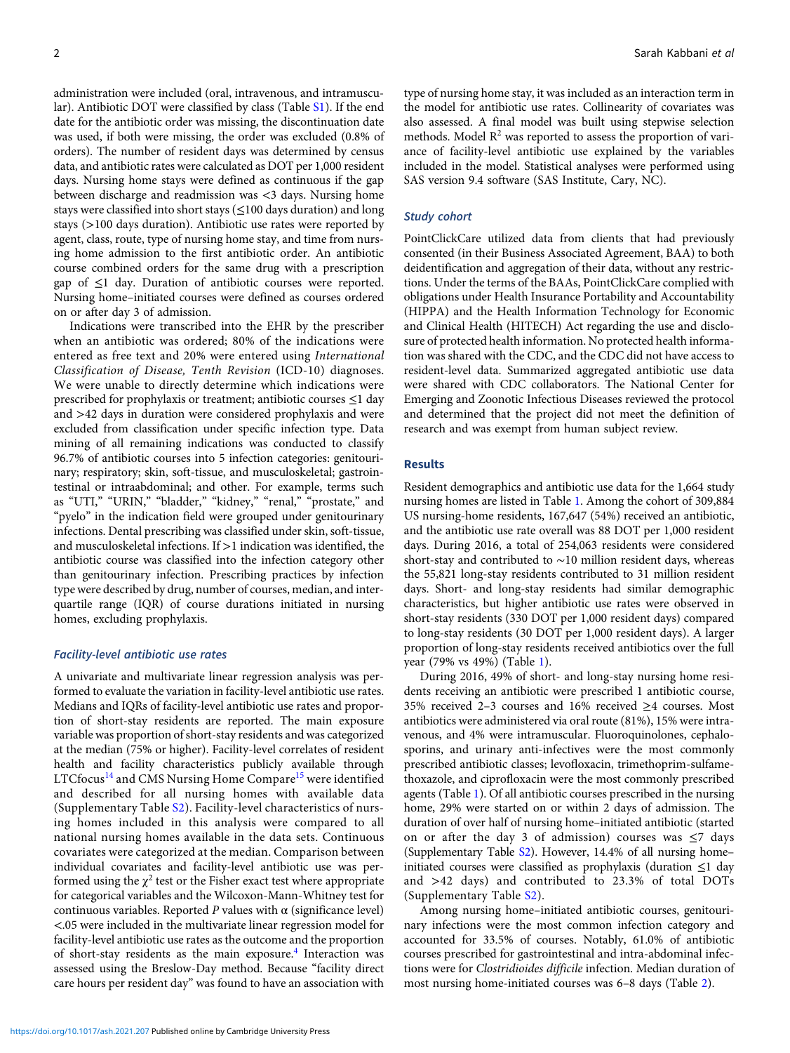administration were included (oral, intravenous, and intramuscular). Antibiotic DOT were classified by class (Table S1). If the end date for the antibiotic order was missing, the discontinuation date was used, if both were missing, the order was excluded (0.8% of orders). The number of resident days was determined by census data, and antibiotic rates were calculated as DOT per 1,000 resident days. Nursing home stays were defined as continuous if the gap between discharge and readmission was <3 days. Nursing home stays were classified into short stays (≤100 days duration) and long stays (>100 days duration). Antibiotic use rates were reported by agent, class, route, type of nursing home stay, and time from nursing home admission to the first antibiotic order. An antibiotic course combined orders for the same drug with a prescription gap of ≤1 day. Duration of antibiotic courses were reported. Nursing home–initiated courses were defined as courses ordered on or after day 3 of admission.

Indications were transcribed into the EHR by the prescriber when an antibiotic was ordered; 80% of the indications were entered as free text and 20% were entered using *International Classification of Disease, Tenth Revision* (ICD-10) diagnoses. We were unable to directly determine which indications were prescribed for prophylaxis or treatment; antibiotic courses ≤1 day and >42 days in duration were considered prophylaxis and were excluded from classification under specific infection type. Data mining of all remaining indications was conducted to classify 96.7% of antibiotic courses into 5 infection categories: genitourinary; respiratory; skin, soft-tissue, and musculoskeletal; gastrointestinal or intraabdominal; and other. For example, terms such as "UTI," "URIN," "bladder," "kidney," "renal," "prostate," and "pyelo" in the indication field were grouped under genitourinary infections. Dental prescribing was classified under skin, soft-tissue, and musculoskeletal infections. If >1 indication was identified, the antibiotic course was classified into the infection category other than genitourinary infection. Prescribing practices by infection type were described by drug, number of courses, median, and interquartile range (IQR) of course durations initiated in nursing homes, excluding prophylaxis.

### *Facility-level antibiotic use rates*

A univariate and multivariate linear regression analysis was performed to evaluate the variation in facility-level antibiotic use rates. Medians and IQRs of facility-level antibiotic use rates and proportion of short-stay residents are reported. The main exposure variable was proportion of short-stay residents and was categorized at the median (75% or higher). Facility-level correlates of resident health and facility characteristics publicly available through LTCfocus[14] and CMS Nursing Home Compare[15] were identified and described for all nursing homes with available data (Supplementary Table S2). Facility-level characteristics of nursing homes included in this analysis were compared to all national nursing homes available in the data sets. Continuous covariates were categorized at the median. Comparison between individual covariates and facility-level antibiotic use was performed using the $\chi^2$ test or the Fisher exact test where appropriate for categorical variables and the Wilcoxon-Mann-Whitney test for continuous variables. Reported *P* values with α (significance level) <.05 were included in the multivariate linear regression model for facility-level antibiotic use rates as the outcome and the proportion of short-stay residents as the main exposure.[4] Interaction was assessed using the Breslow-Day method. Because "facility direct care hours per resident day" was found to have an association with type of nursing home stay, it was included as an interaction term in the model for antibiotic use rates. Collinearity of covariates was also assessed. A final model was built using stepwise selection methods. Model $R^2$ was reported to assess the proportion of variance of facility-level antibiotic use explained by the variables included in the model. Statistical analyses were performed using SAS version 9.4 software (SAS Institute, Cary, NC).

### *Study cohort*

PointClickCare utilized data from clients that had previously consented (in their Business Associated Agreement, BAA) to both deidentification and aggregation of their data, without any restrictions. Under the terms of the BAAs, PointClickCare complied with obligations under Health Insurance Portability and Accountability (HIPPA) and the Health Information Technology for Economic and Clinical Health (HITECH) Act regarding the use and disclosure of protected health information. No protected health information was shared with the CDC, and the CDC did not have access to resident-level data. Summarized aggregated antibiotic use data were shared with CDC collaborators. The National Center for Emerging and Zoonotic Infectious Diseases reviewed the protocol and determined that the project did not meet the definition of research and was exempt from human subject review.

## Results

Resident demographics and antibiotic use data for the 1,664 study nursing homes are listed in Table 1. Among the cohort of 309,884 US nursing-home residents, 167,647 (54%) received an antibiotic, and the antibiotic use rate overall was 88 DOT per 1,000 resident days. During 2016, a total of 254,063 residents were considered short-stay and contributed to ~10 million resident days, whereas the 55,821 long-stay residents contributed to 31 million resident days. Short- and long-stay residents had similar demographic characteristics, but higher antibiotic use rates were observed in short-stay residents (330 DOT per 1,000 resident days) compared to long-stay residents (30 DOT per 1,000 resident days). A larger proportion of long-stay residents received antibiotics over the full year (79% vs 49%) (Table 1).

During 2016, 49% of short- and long-stay nursing home residents receiving an antibiotic were prescribed 1 antibiotic course, 35% received 2–3 courses and 16% received ≥4 courses. Most antibiotics were administered via oral route (81%), 15% were intravenous, and 4% were intramuscular. Fluoroquinolones, cephalosporins, and urinary anti-infectives were the most commonly prescribed antibiotic classes; levofloxacin, trimethoprim-sulfamethoxazole, and ciprofloxacin were the most commonly prescribed agents (Table 1). Of all antibiotic courses prescribed in the nursing home, 29% were started on or within 2 days of admission. The duration of over half of nursing home–initiated antibiotic (started on or after the day 3 of admission) courses was ≤7 days (Supplementary Table S2). However, 14.4% of all nursing home–initiated courses were classified as prophylaxis (duration ≤1 day and >42 days) and contributed to 23.3% of total DOTs (Supplementary Table S2).

Among nursing home–initiated antibiotic courses, genitourinary infections were the most common infection category and accounted for 33.5% of courses. Notably, 61.0% of antibiotic courses prescribed for gastrointestinal and intra-abdominal infections were for *Clostridioides difficile* infection. Median duration of most nursing home-initiated courses was 6–8 days (Table 2).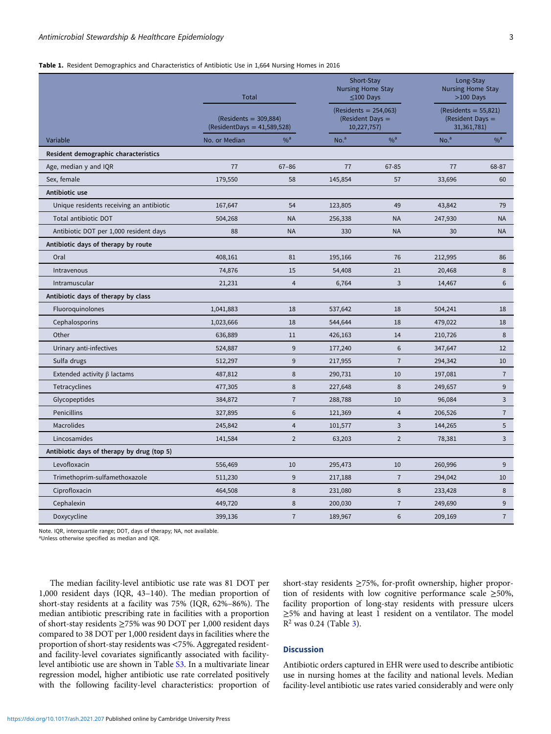**Table 1.** Resident Demographics and Characteristics of Antibiotic Use in 1,664 Nursing Homes in 2016

| Variable | Total (Residents = 309,884) (ResidentDays = 41,589,528) | | Short-Stay Nursing Home Stay ≤100 Days (Residents = 254,063) (Resident Days = 10,227,757) | | Long-Stay Nursing Home Stay >100 Days (Residents = 55,821) (Resident Days = 31,361,781) | |
|---|---|---|---|---|---|---|
| | No. or Median | %[a] | No.[a] | %[a] | No.[a] | %[a] |
| **Resident demographic characteristics** | | | | | | |
| Age, median y and IQR | 77 | 67–86 | 77 | 67-85 | 77 | 68-87 |
| Sex, female | 179,550 | 58 | 145,854 | 57 | 33,696 | 60 |
| **Antibiotic use** | | | | | | |
| Unique residents receiving an antibiotic | 167,647 | 54 | 123,805 | 49 | 43,842 | 79 |
| Total antibiotic DOT | 504,268 | NA | 256,338 | NA | 247,930 | NA |
| Antibiotic DOT per 1,000 resident days | 88 | NA | 330 | NA | 30 | NA |
| **Antibiotic days of therapy by route** | | | | | | |
| Oral | 408,161 | 81 | 195,166 | 76 | 212,995 | 86 |
| Intravenous | 74,876 | 15 | 54,408 | 21 | 20,468 | 8 |
| Intramuscular | 21,231 | 4 | 6,764 | 3 | 14,467 | 6 |
| **Antibiotic days of therapy by class** | | | | | | |
| Fluoroquinolones | 1,041,883 | 18 | 537,642 | 18 | 504,241 | 18 |
| Cephalosporins | 1,023,666 | 18 | 544,644 | 18 | 479,022 | 18 |
| Other | 636,889 | 11 | 426,163 | 14 | 210,726 | 8 |
| Urinary anti-infectives | 524,887 | 9 | 177,240 | 6 | 347,647 | 12 |
| Sulfa drugs | 512,297 | 9 | 217,955 | 7 | 294,342 | 10 |
| Extended activity β lactams | 487,812 | 8 | 290,731 | 10 | 197,081 | 7 |
| Tetracyclines | 477,305 | 8 | 227,648 | 8 | 249,657 | 9 |
| Glycopeptides | 384,872 | 7 | 288,788 | 10 | 96,084 | 3 |
| Penicillins | 327,895 | 6 | 121,369 | 4 | 206,526 | 7 |
| Macrolides | 245,842 | 4 | 101,577 | 3 | 144,265 | 5 |
| Lincosamides | 141,584 | 2 | 63,203 | 2 | 78,381 | 3 |
| **Antibiotic days of therapy by drug (top 5)** | | | | | | |
| Levofloxacin | 556,469 | 10 | 295,473 | 10 | 260,996 | 9 |
| Trimethoprim-sulfamethoxazole | 511,230 | 9 | 217,188 | 7 | 294,042 | 10 |
| Ciprofloxacin | 464,508 | 8 | 231,080 | 8 | 233,428 | 8 |
| Cephalexin | 449,720 | 8 | 200,030 | 7 | 249,690 | 9 |
| Doxycycline | 399,136 | 7 | 189,967 | 6 | 209,169 | 7 |

Note. IQR, interquartile range; DOT, days of therapy; NA, not available.
[a]Unless otherwise specified as median and IQR.

The median facility-level antibiotic use rate was 81 DOT per 1,000 resident days (IQR, 43–140). The median proportion of short-stay residents at a facility was 75% (IQR, 62%–86%). The median antibiotic prescribing rate in facilities with a proportion of short-stay residents ≥75% was 90 DOT per 1,000 resident days compared to 38 DOT per 1,000 resident days in facilities where the proportion of short-stay residents was <75%. Aggregated resident- and facility-level covariates significantly associated with facility-level antibiotic use are shown in Table S3. In a multivariate linear regression model, higher antibiotic use rate correlated positively with the following facility-level characteristics: proportion of short-stay residents ≥75%, for-profit ownership, higher proportion of residents with low cognitive performance scale ≥50%, facility proportion of long-stay residents with pressure ulcers ≥5% and having at least 1 resident on a ventilator. The model $R^2$ was 0.24 (Table 3).

## Discussion

Antibiotic orders captured in EHR were used to describe antibiotic use in nursing homes at the facility and national levels. Median facility-level antibiotic use rates varied considerably and were only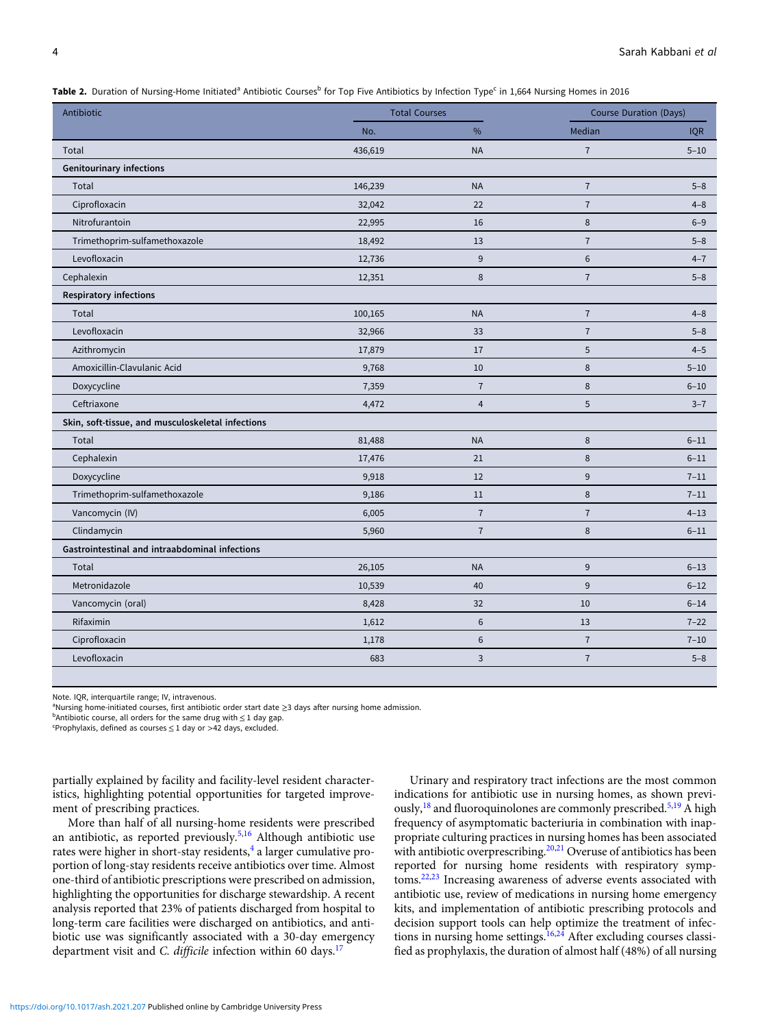**Table 2.** Duration of Nursing-Home Initiated[a] Antibiotic Courses[b] for Top Five Antibiotics by Infection Type[c] in 1,664 Nursing Homes in 2016

| Antibiotic | Total Courses | | Course Duration (Days) | |
|---|---|---|---|---|
| | No. | % | Median | IQR |
| Total | 436,619 | NA | 7 | 5–10 |
| **Genitourinary infections** | | | | |
| Total | 146,239 | NA | 7 | 5–8 |
| Ciprofloxacin | 32,042 | 22 | 7 | 4–8 |
| Nitrofurantoin | 22,995 | 16 | 8 | 6–9 |
| Trimethoprim-sulfamethoxazole | 18,492 | 13 | 7 | 5–8 |
| Levofloxacin | 12,736 | 9 | 6 | 4–7 |
| Cephalexin | 12,351 | 8 | 7 | 5–8 |
| **Respiratory infections** | | | | |
| Total | 100,165 | NA | 7 | 4–8 |
| Levofloxacin | 32,966 | 33 | 7 | 5–8 |
| Azithromycin | 17,879 | 17 | 5 | 4–5 |
| Amoxicillin-Clavulanic Acid | 9,768 | 10 | 8 | 5–10 |
| Doxycycline | 7,359 | 7 | 8 | 6–10 |
| Ceftriaxone | 4,472 | 4 | 5 | 3–7 |
| **Skin, soft-tissue, and musculoskeletal infections** | | | | |
| Total | 81,488 | NA | 8 | 6–11 |
| Cephalexin | 17,476 | 21 | 8 | 6–11 |
| Doxycycline | 9,918 | 12 | 9 | 7–11 |
| Trimethoprim-sulfamethoxazole | 9,186 | 11 | 8 | 7–11 |
| Vancomycin (IV) | 6,005 | 7 | 7 | 4–13 |
| Clindamycin | 5,960 | 7 | 8 | 6–11 |
| **Gastrointestinal and intraabdominal infections** | | | | |
| Total | 26,105 | NA | 9 | 6–13 |
| Metronidazole | 10,539 | 40 | 9 | 6–12 |
| Vancomycin (oral) | 8,428 | 32 | 10 | 6–14 |
| Rifaximin | 1,612 | 6 | 13 | 7–22 |
| Ciprofloxacin | 1,178 | 6 | 7 | 7–10 |
| Levofloxacin | 683 | 3 | 7 | 5–8 |

Note. IQR, interquartile range; IV, intravenous.
[a]Nursing home-initiated courses, first antibiotic order start date ≥3 days after nursing home admission.
[b]Antibiotic course, all orders for the same drug with ≤ 1 day gap.
[c]Prophylaxis, defined as courses ≤ 1 day or >42 days, excluded.

partially explained by facility and facility-level resident characteristics, highlighting potential opportunities for targeted improvement of prescribing practices.

More than half of all nursing-home residents were prescribed an antibiotic, as reported previously.[5,16] Although antibiotic use rates were higher in short-stay residents,[4] a larger cumulative proportion of long-stay residents receive antibiotics over time. Almost one-third of antibiotic prescriptions were prescribed on admission, highlighting the opportunities for discharge stewardship. A recent analysis reported that 23% of patients discharged from hospital to long-term care facilities were discharged on antibiotics, and antibiotic use was significantly associated with a 30-day emergency department visit and *C. difficile* infection within 60 days.[17]

Urinary and respiratory tract infections are the most common indications for antibiotic use in nursing homes, as shown previously,[18] and fluoroquinolones are commonly prescribed.[5,19] A high frequency of asymptomatic bacteriuria in combination with inappropriate culturing practices in nursing homes has been associated with antibiotic overprescribing.[20,21] Overuse of antibiotics has been reported for nursing home residents with respiratory symptoms.[22,23] Increasing awareness of adverse events associated with antibiotic use, review of medications in nursing home emergency kits, and implementation of antibiotic prescribing protocols and decision support tools can help optimize the treatment of infections in nursing home settings.[16,24] After excluding courses classified as prophylaxis, the duration of almost half (48%) of all nursing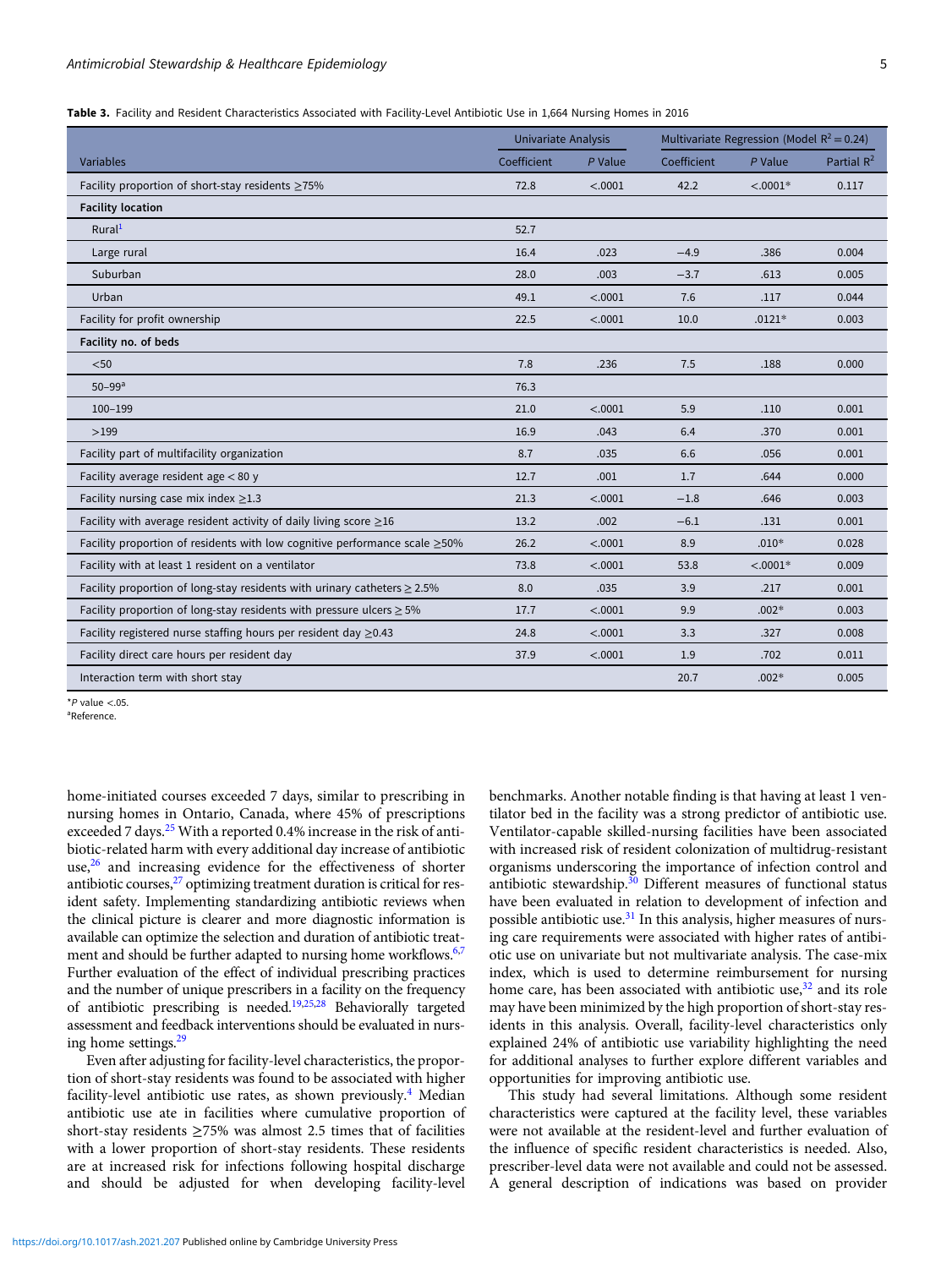**Table 3.** Facility and Resident Characteristics Associated with Facility-Level Antibiotic Use in 1,664 Nursing Homes in 2016

| | Univariate Analysis | | Multivariate Regression (Model $R^2 = 0.24$) | | |
|---|---|---|---|---|---|
| Variables | Coefficient | *P* Value | Coefficient | *P* Value | Partial $R^2$ |
| Facility proportion of short-stay residents ≥75% | 72.8 | <.0001 | 42.2 | <.0001* | 0.117 |
| **Facility location** | | | | | |
| Rural[1] | 52.7 | | | | |
| Large rural | 16.4 | .023 | −4.9 | .386 | 0.004 |
| Suburban | 28.0 | .003 | −3.7 | .613 | 0.005 |
| Urban | 49.1 | <.0001 | 7.6 | .117 | 0.044 |
| Facility for profit ownership | 22.5 | <.0001 | 10.0 | .0121* | 0.003 |
| **Facility no. of beds** | | | | | |
| <50 | 7.8 | .236 | 7.5 | .188 | 0.000 |
| 50–99[a] | 76.3 | | | | |
| 100–199 | 21.0 | <.0001 | 5.9 | .110 | 0.001 |
| >199 | 16.9 | .043 | 6.4 | .370 | 0.001 |
| Facility part of multifacility organization | 8.7 | .035 | 6.6 | .056 | 0.001 |
| Facility average resident age < 80 y | 12.7 | .001 | 1.7 | .644 | 0.000 |
| Facility nursing case mix index ≥1.3 | 21.3 | <.0001 | −1.8 | .646 | 0.003 |
| Facility with average resident activity of daily living score ≥16 | 13.2 | .002 | −6.1 | .131 | 0.001 |
| Facility proportion of residents with low cognitive performance scale ≥50% | 26.2 | <.0001 | 8.9 | .010* | 0.028 |
| Facility with at least 1 resident on a ventilator | 73.8 | <.0001 | 53.8 | <.0001* | 0.009 |
| Facility proportion of long-stay residents with urinary catheters ≥ 2.5% | 8.0 | .035 | 3.9 | .217 | 0.001 |
| Facility proportion of long-stay residents with pressure ulcers ≥ 5% | 17.7 | <.0001 | 9.9 | .002* | 0.003 |
| Facility registered nurse staffing hours per resident day ≥0.43 | 24.8 | <.0001 | 3.3 | .327 | 0.008 |
| Facility direct care hours per resident day | 37.9 | <.0001 | 1.9 | .702 | 0.011 |
| Interaction term with short stay | | | 20.7 | .002* | 0.005 |

*P value <.05.
[a]Reference.

home-initiated courses exceeded 7 days, similar to prescribing in nursing homes in Ontario, Canada, where 45% of prescriptions exceeded 7 days.[25] With a reported 0.4% increase in the risk of antibiotic-related harm with every additional day increase of antibiotic use,[26] and increasing evidence for the effectiveness of shorter antibiotic courses,[27] optimizing treatment duration is critical for resident safety. Implementing standardizing antibiotic reviews when the clinical picture is clearer and more diagnostic information is available can optimize the selection and duration of antibiotic treatment and should be further adapted to nursing home workflows.[6,7] Further evaluation of the effect of individual prescribing practices and the number of unique prescribers in a facility on the frequency of antibiotic prescribing is needed.[19,25,28] Behaviorally targeted assessment and feedback interventions should be evaluated in nursing home settings.[29]

Even after adjusting for facility-level characteristics, the proportion of short-stay residents was found to be associated with higher facility-level antibiotic use rates, as shown previously.[4] Median antibiotic use ate in facilities where cumulative proportion of short-stay residents ≥75% was almost 2.5 times that of facilities with a lower proportion of short-stay residents. These residents are at increased risk for infections following hospital discharge and should be adjusted for when developing facility-level benchmarks. Another notable finding is that having at least 1 ventilator bed in the facility was a strong predictor of antibiotic use. Ventilator-capable skilled-nursing facilities have been associated with increased risk of resident colonization of multidrug-resistant organisms underscoring the importance of infection control and antibiotic stewardship.[30] Different measures of functional status have been evaluated in relation to development of infection and possible antibiotic use.[31] In this analysis, higher measures of nursing care requirements were associated with higher rates of antibiotic use on univariate but not multivariate analysis. The case-mix index, which is used to determine reimbursement for nursing home care, has been associated with antibiotic use,[32] and its role may have been minimized by the high proportion of short-stay residents in this analysis. Overall, facility-level characteristics only explained 24% of antibiotic use variability highlighting the need for additional analyses to further explore different variables and opportunities for improving antibiotic use.

This study had several limitations. Although some resident characteristics were captured at the facility level, these variables were not available at the resident-level and further evaluation of the influence of specific resident characteristics is needed. Also, prescriber-level data were not available and could not be assessed. A general description of indications was based on provider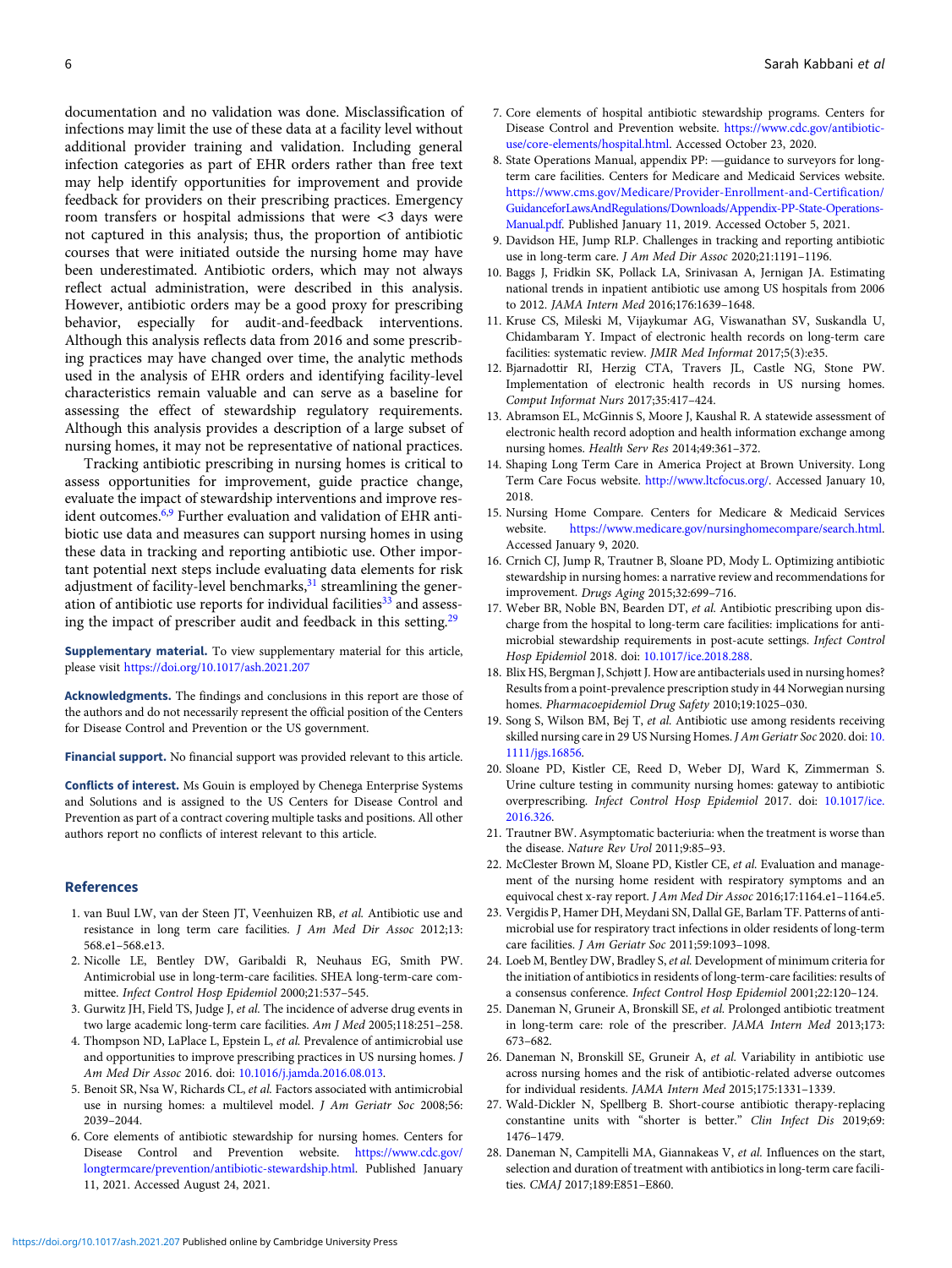documentation and no validation was done. Misclassification of infections may limit the use of these data at a facility level without additional provider training and validation. Including general infection categories as part of EHR orders rather than free text may help identify opportunities for improvement and provide feedback for providers on their prescribing practices. Emergency room transfers or hospital admissions that were <3 days were not captured in this analysis; thus, the proportion of antibiotic courses that were initiated outside the nursing home may have been underestimated. Antibiotic orders, which may not always reflect actual administration, were described in this analysis. However, antibiotic orders may be a good proxy for prescribing behavior, especially for audit-and-feedback interventions. Although this analysis reflects data from 2016 and some prescribing practices may have changed over time, the analytic methods used in the analysis of EHR orders and identifying facility-level characteristics remain valuable and can serve as a baseline for assessing the effect of stewardship regulatory requirements. Although this analysis provides a description of a large subset of nursing homes, it may not be representative of national practices.

Tracking antibiotic prescribing in nursing homes is critical to assess opportunities for improvement, guide practice change, evaluate the impact of stewardship interventions and improve resident outcomes.[6,9] Further evaluation and validation of EHR antibiotic use data and measures can support nursing homes in using these data in tracking and reporting antibiotic use. Other important potential next steps include evaluating data elements for risk adjustment of facility-level benchmarks,[31] streamlining the generation of antibiotic use reports for individual facilities[33] and assessing the impact of prescriber audit and feedback in this setting.[29]

**Supplementary material.** To view supplementary material for this article, please visit https://doi.org/10.1017/ash.2021.207

**Acknowledgments.** The findings and conclusions in this report are those of the authors and do not necessarily represent the official position of the Centers for Disease Control and Prevention or the US government.

**Financial support.** No financial support was provided relevant to this article.

**Conflicts of interest.** Ms Gouin is employed by Chenega Enterprise Systems and Solutions and is assigned to the US Centers for Disease Control and Prevention as part of a contract covering multiple tasks and positions. All other authors report no conflicts of interest relevant to this article.

## References

1. van Buul LW, van der Steen JT, Veenhuizen RB, *et al.* Antibiotic use and resistance in long term care facilities. *J Am Med Dir Assoc* 2012;13: 568.e1–568.e13.
2. Nicolle LE, Bentley DW, Garibaldi R, Neuhaus EG, Smith PW. Antimicrobial use in long-term-care facilities. SHEA long-term-care committee. *Infect Control Hosp Epidemiol* 2000;21:537–545.
3. Gurwitz JH, Field TS, Judge J, *et al.* The incidence of adverse drug events in two large academic long-term care facilities. *Am J Med* 2005;118:251–258.
4. Thompson ND, LaPlace L, Epstein L, *et al.* Prevalence of antimicrobial use and opportunities to improve prescribing practices in US nursing homes. *J Am Med Dir Assoc* 2016. doi: 10.1016/j.jamda.2016.08.013.
5. Benoit SR, Nsa W, Richards CL, *et al.* Factors associated with antimicrobial use in nursing homes: a multilevel model. *J Am Geriatr Soc* 2008;56: 2039–2044.
6. Core elements of antibiotic stewardship for nursing homes. Centers for Disease Control and Prevention website. https://www.cdc.gov/longtermcare/prevention/antibiotic-stewardship.html. Published January 11, 2021. Accessed August 24, 2021.
7. Core elements of hospital antibiotic stewardship programs. Centers for Disease Control and Prevention website. https://www.cdc.gov/antibiotic-use/core-elements/hospital.html. Accessed October 23, 2020.
8. State Operations Manual, appendix PP: —guidance to surveyors for long-term care facilities. Centers for Medicare and Medicaid Services website. https://www.cms.gov/Medicare/Provider-Enrollment-and-Certification/GuidanceforLawsAndRegulations/Downloads/Appendix-PP-State-Operations-Manual.pdf. Published January 11, 2019. Accessed October 5, 2021.
9. Davidson HE, Jump RLP. Challenges in tracking and reporting antibiotic use in long-term care. *J Am Med Dir Assoc* 2020;21:1191–1196.
10. Baggs J, Fridkin SK, Pollack LA, Srinivasan A, Jernigan JA. Estimating national trends in inpatient antibiotic use among US hospitals from 2006 to 2012. *JAMA Intern Med* 2016;176:1639–1648.
11. Kruse CS, Mileski M, Vijaykumar AG, Viswanathan SV, Suskandla U, Chidambaram Y. Impact of electronic health records on long-term care facilities: systematic review. *JMIR Med Informat* 2017;5(3):e35.
12. Bjarnadottir RI, Herzig CTA, Travers JL, Castle NG, Stone PW. Implementation of electronic health records in US nursing homes. *Comput Informat Nurs* 2017;35:417–424.
13. Abramson EL, McGinnis S, Moore J, Kaushal R. A statewide assessment of electronic health record adoption and health information exchange among nursing homes. *Health Serv Res* 2014;49:361–372.
14. Shaping Long Term Care in America Project at Brown University. Long Term Care Focus website. http://www.ltcfocus.org/. Accessed January 10, 2018.
15. Nursing Home Compare. Centers for Medicare & Medicaid Services website. https://www.medicare.gov/nursinghomecompare/search.html. Accessed January 9, 2020.
16. Crnich CJ, Jump R, Trautner B, Sloane PD, Mody L. Optimizing antibiotic stewardship in nursing homes: a narrative review and recommendations for improvement. *Drugs Aging* 2015;32:699–716.
17. Weber BR, Noble BN, Bearden DT, *et al.* Antibiotic prescribing upon discharge from the hospital to long-term care facilities: implications for antimicrobial stewardship requirements in post-acute settings. *Infect Control Hosp Epidemiol* 2018. doi: 10.1017/ice.2018.288.
18. Blix HS, Bergman J, Schjøtt J. How are antibacterials used in nursing homes? Results from a point-prevalence prescription study in 44 Norwegian nursing homes. *Pharmacoepidemiol Drug Safety* 2010;19:1025–030.
19. Song S, Wilson BM, Bej T, *et al.* Antibiotic use among residents receiving skilled nursing care in 29 US Nursing Homes. *J Am Geriatr Soc* 2020. doi: 10.1111/jgs.16856.
20. Sloane PD, Kistler CE, Reed D, Weber DJ, Ward K, Zimmerman S. Urine culture testing in community nursing homes: gateway to antibiotic overprescribing. *Infect Control Hosp Epidemiol* 2017. doi: 10.1017/ice.2016.326.
21. Trautner BW. Asymptomatic bacteriuria: when the treatment is worse than the disease. *Nature Rev Urol* 2011;9:85–93.
22. McClester Brown M, Sloane PD, Kistler CE, *et al.* Evaluation and management of the nursing home resident with respiratory symptoms and an equivocal chest x-ray report. *J Am Med Dir Assoc* 2016;17:1164.e1–1164.e5.
23. Vergidis P, Hamer DH, Meydani SN, Dallal GE, Barlam TF. Patterns of antimicrobial use for respiratory tract infections in older residents of long-term care facilities. *J Am Geriatr Soc* 2011;59:1093–1098.
24. Loeb M, Bentley DW, Bradley S, *et al.* Development of minimum criteria for the initiation of antibiotics in residents of long-term-care facilities: results of a consensus conference. *Infect Control Hosp Epidemiol* 2001;22:120–124.
25. Daneman N, Gruneir A, Bronskill SE, *et al.* Prolonged antibiotic treatment in long-term care: role of the prescriber. *JAMA Intern Med* 2013;173: 673–682.
26. Daneman N, Bronskill SE, Gruneir A, *et al.* Variability in antibiotic use across nursing homes and the risk of antibiotic-related adverse outcomes for individual residents. *JAMA Intern Med* 2015;175:1331–1339.
27. Wald-Dickler N, Spellberg B. Short-course antibiotic therapy-replacing constantine units with "shorter is better." *Clin Infect Dis* 2019;69: 1476–1479.
28. Daneman N, Campitelli MA, Giannakeas V, *et al.* Influences on the start, selection and duration of treatment with antibiotics in long-term care facilities. *CMAJ* 2017;189:E851–E860.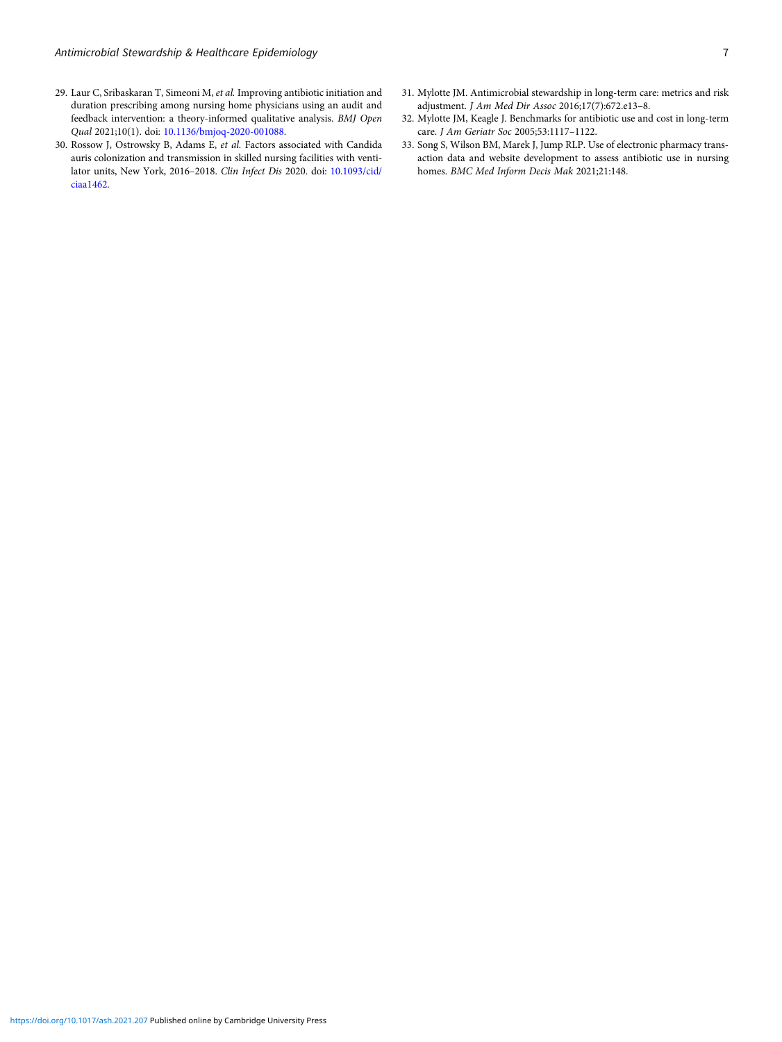29. Laur C, Sribaskaran T, Simeoni M, *et al.* Improving antibiotic initiation and duration prescribing among nursing home physicians using an audit and feedback intervention: a theory-informed qualitative analysis. *BMJ Open Qual* 2021;10(1). doi: 10.1136/bmjoq-2020-001088.
30. Rossow J, Ostrowsky B, Adams E, *et al.* Factors associated with Candida auris colonization and transmission in skilled nursing facilities with ventilator units, New York, 2016–2018. *Clin Infect Dis* 2020. doi: 10.1093/cid/ciaa1462.
31. Mylotte JM. Antimicrobial stewardship in long-term care: metrics and risk adjustment. *J Am Med Dir Assoc* 2016;17(7):672.e13–8.
32. Mylotte JM, Keagle J. Benchmarks for antibiotic use and cost in long-term care. *J Am Geriatr Soc* 2005;53:1117–1122.
33. Song S, Wilson BM, Marek J, Jump RLP. Use of electronic pharmacy transaction data and website development to assess antibiotic use in nursing homes. *BMC Med Inform Decis Mak* 2021;21:148.